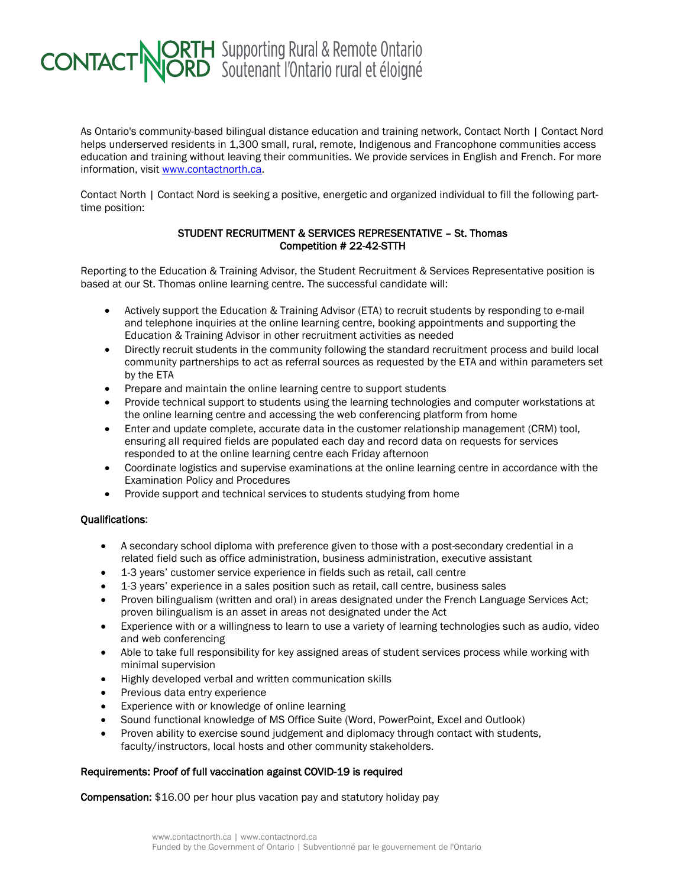CONTACT NORTH | NORD Supporting Rural & Remote Ontario
Soutenant l'Ontario rural et éloigné

As Ontario's community-based bilingual distance education and training network, Contact North | Contact Nord helps underserved residents in 1,300 small, rural, remote, Indigenous and Francophone communities access education and training without leaving their communities. We provide services in English and French. For more information, visit [www.contactnorth.ca](http://www.contactnorth.ca).

Contact North | Contact Nord is seeking a positive, energetic and organized individual to fill the following part-time position:

## STUDENT RECRUITMENT & SERVICES REPRESENTATIVE – St. Thomas
## Competition # 22-42-STTH

Reporting to the Education & Training Advisor, the Student Recruitment & Services Representative position is based at our St. Thomas online learning centre. The successful candidate will:

- Actively support the Education & Training Advisor (ETA) to recruit students by responding to e-mail and telephone inquiries at the online learning centre, booking appointments and supporting the Education & Training Advisor in other recruitment activities as needed
- Directly recruit students in the community following the standard recruitment process and build local community partnerships to act as referral sources as requested by the ETA and within parameters set by the ETA
- Prepare and maintain the online learning centre to support students
- Provide technical support to students using the learning technologies and computer workstations at the online learning centre and accessing the web conferencing platform from home
- Enter and update complete, accurate data in the customer relationship management (CRM) tool, ensuring all required fields are populated each day and record data on requests for services responded to at the online learning centre each Friday afternoon
- Coordinate logistics and supervise examinations at the online learning centre in accordance with the Examination Policy and Procedures
- Provide support and technical services to students studying from home

**Qualifications**:

- A secondary school diploma with preference given to those with a post-secondary credential in a related field such as office administration, business administration, executive assistant
- 1-3 years' customer service experience in fields such as retail, call centre
- 1-3 years' experience in a sales position such as retail, call centre, business sales
- Proven bilingualism (written and oral) in areas designated under the French Language Services Act; proven bilingualism is an asset in areas not designated under the Act
- Experience with or a willingness to learn to use a variety of learning technologies such as audio, video and web conferencing
- Able to take full responsibility for key assigned areas of student services process while working with minimal supervision
- Highly developed verbal and written communication skills
- Previous data entry experience
- Experience with or knowledge of online learning
- Sound functional knowledge of MS Office Suite (Word, PowerPoint, Excel and Outlook)
- Proven ability to exercise sound judgement and diplomacy through contact with students, faculty/instructors, local hosts and other community stakeholders.

**Requirements: Proof of full vaccination against COVID-19 is required**

**Compensation:** $16.00 per hour plus vacation pay and statutory holiday pay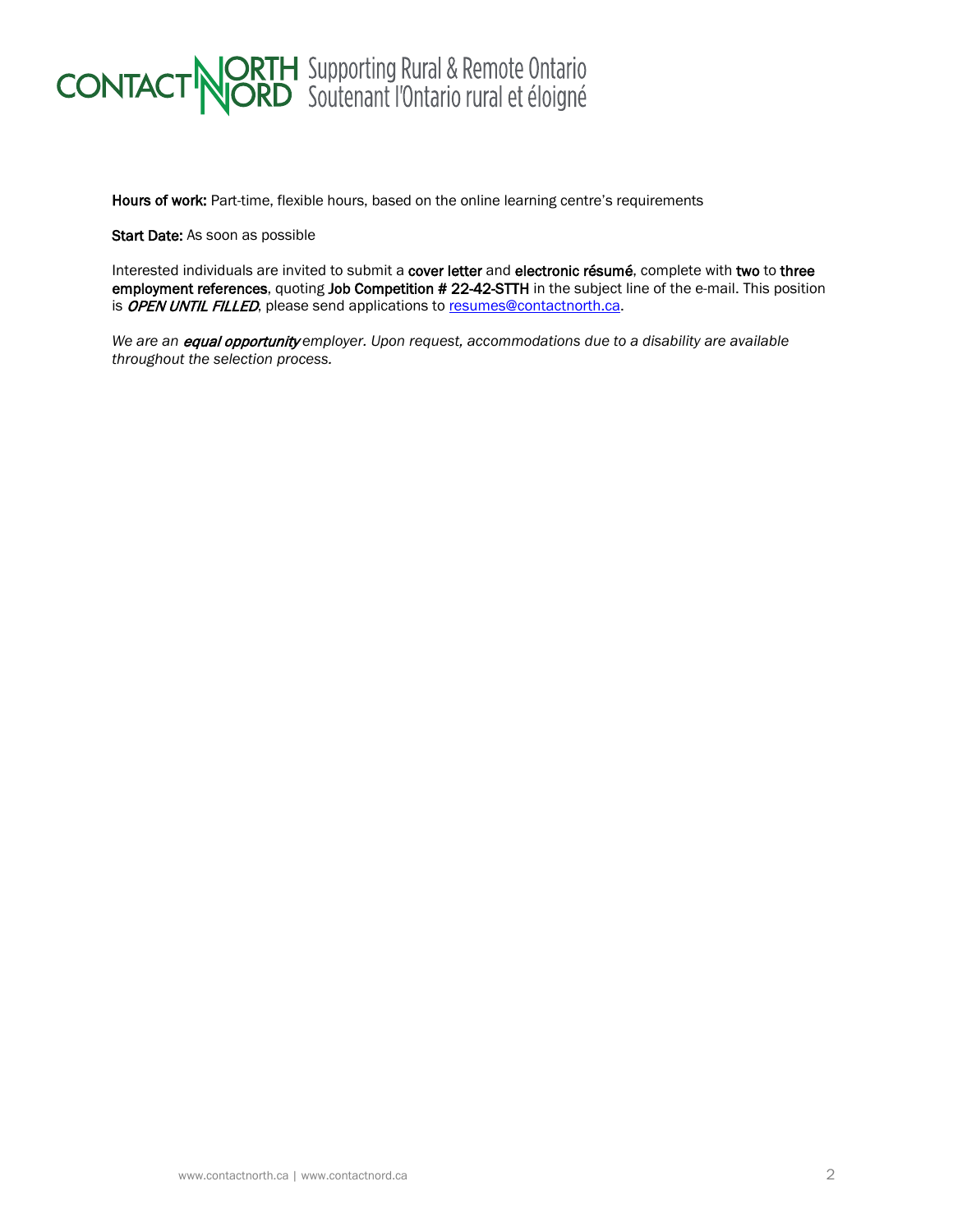**Hours of work:** Part-time, flexible hours, based on the online learning centre's requirements

**Start Date:** As soon as possible

Interested individuals are invited to submit a **cover letter** and **electronic résumé**, complete with **two** to **three employment references**, quoting **Job Competition # 22-42-STTH** in the subject line of the e-mail. This position is ***OPEN UNTIL FILLED***, please send applications to resumes@contactnorth.ca.

*We are an **equal opportunity** employer. Upon request, accommodations due to a disability are available throughout the selection process.*